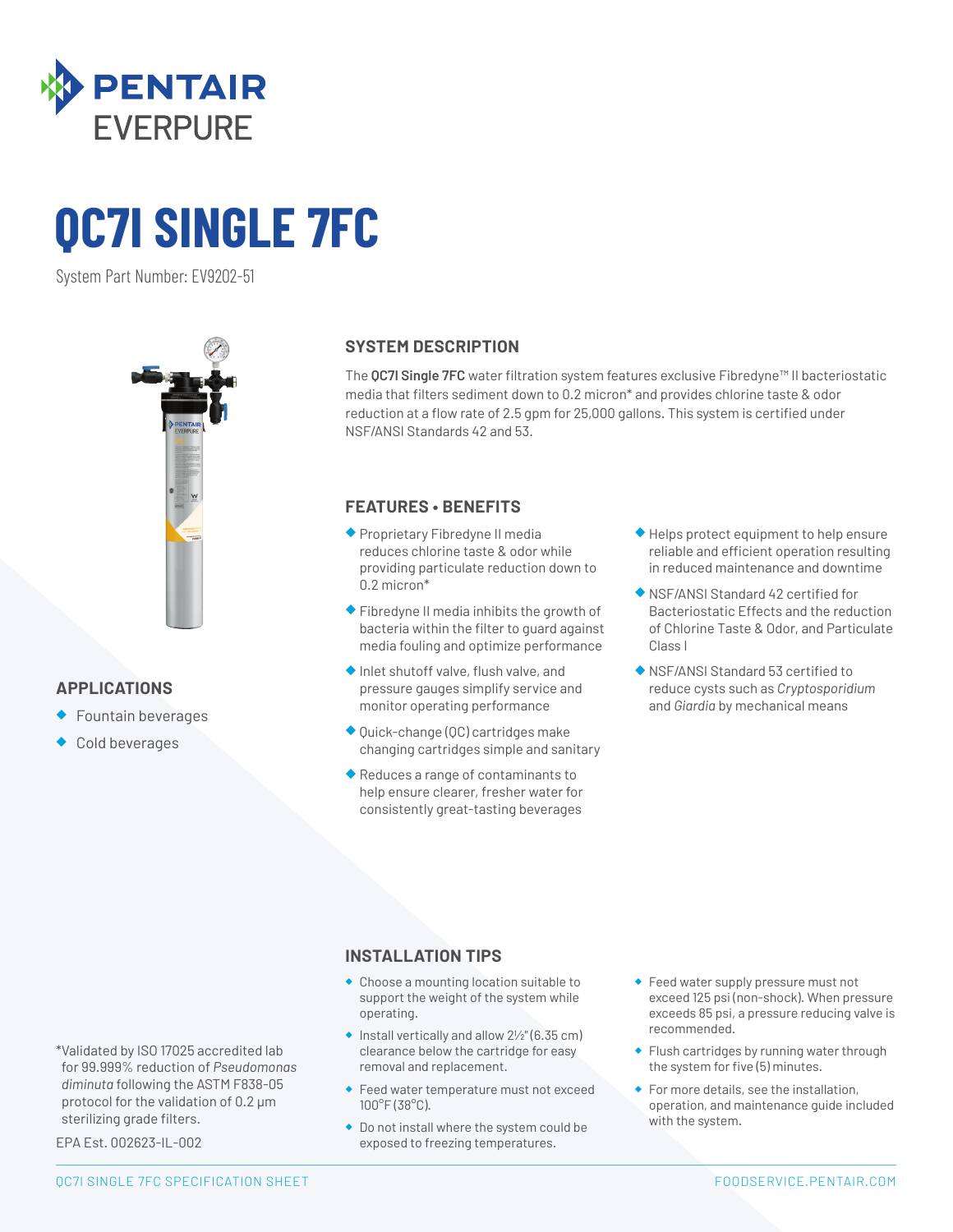PENTAIR EVERPURE

# QC7I SINGLE 7FC

System Part Number: EV9202-51

## SYSTEM DESCRIPTION

The **QC7I Single 7FC** water filtration system features exclusive Fibredyne™ II bacteriostatic media that filters sediment down to 0.2 micron* and provides chlorine taste & odor reduction at a flow rate of 2.5 gpm for 25,000 gallons. This system is certified under NSF/ANSI Standards 42 and 53.

## APPLICATIONS

- Fountain beverages
- Cold beverages

## FEATURES • BENEFITS

- Proprietary Fibredyne II media reduces chlorine taste & odor while providing particulate reduction down to 0.2 micron*
- Fibredyne II media inhibits the growth of bacteria within the filter to guard against media fouling and optimize performance
- Inlet shutoff valve, flush valve, and pressure gauges simplify service and monitor operating performance
- Quick-change (QC) cartridges make changing cartridges simple and sanitary
- Reduces a range of contaminants to help ensure clearer, fresher water for consistently great-tasting beverages
- Helps protect equipment to help ensure reliable and efficient operation resulting in reduced maintenance and downtime
- NSF/ANSI Standard 42 certified for Bacteriostatic Effects and the reduction of Chlorine Taste & Odor, and Particulate Class I
- NSF/ANSI Standard 53 certified to reduce cysts such as *Cryptosporidium* and *Giardia* by mechanical means

## INSTALLATION TIPS

- Choose a mounting location suitable to support the weight of the system while operating.
- Install vertically and allow 2½" (6.35 cm) clearance below the cartridge for easy removal and replacement.
- Feed water temperature must not exceed 100°F (38°C).
- Do not install where the system could be exposed to freezing temperatures.
- Feed water supply pressure must not exceed 125 psi (non-shock). When pressure exceeds 85 psi, a pressure reducing valve is recommended.
- Flush cartridges by running water through the system for five (5) minutes.
- For more details, see the installation, operation, and maintenance guide included with the system.

*Validated by ISO 17025 accredited lab for 99.999% reduction of *Pseudomonas diminuta* following the ASTM F838-05 protocol for the validation of 0.2 µm sterilizing grade filters.

EPA Est. 002623-IL-002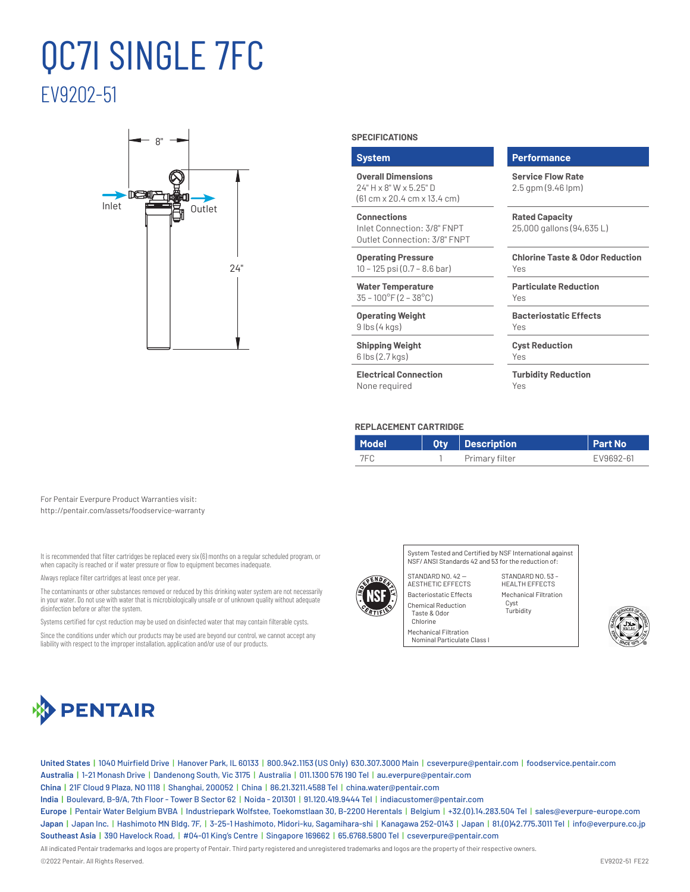# QC7I SINGLE 7FC

## EV9202-51

8"

Inlet

Outlet

24"

### SPECIFICATIONS

| System | |
|---|---|
| **Overall Dimensions** | 24" H x 8" W x 5.25" D (61 cm x 20.4 cm x 13.4 cm) |
| **Connections** | Inlet Connection: 3/8" FNPT; Outlet Connection: 3/8" FNPT |
| **Operating Pressure** | 10 – 125 psi (0.7 – 8.6 bar) |
| **Water Temperature** | 35 – 100°F (2 – 38°C) |
| **Operating Weight** | 9 lbs (4 kgs) |
| **Shipping Weight** | 6 lbs (2.7 kgs) |
| **Electrical Connection** | None required |

| Performance | |
|---|---|
| **Service Flow Rate** | 2.5 gpm (9.46 lpm) |
| **Rated Capacity** | 25,000 gallons (94,635 L) |
| **Chlorine Taste & Odor Reduction** | Yes |
| **Particulate Reduction** | Yes |
| **Bacteriostatic Effects** | Yes |
| **Cyst Reduction** | Yes |
| **Turbidity Reduction** | Yes |

### REPLACEMENT CARTRIDGE

| Model | Qty | Description | Part No |
|---|---|---|---|
| 7FC | 1 | Primary filter | EV9692-61 |

For Pentair Everpure Product Warranties visit:
http://pentair.com/assets/foodservice-warranty

It is recommended that filter cartridges be replaced every six (6) months on a regular scheduled program, or when capacity is reached or if water pressure or flow to equipment becomes inadequate.

Always replace filter cartridges at least once per year.

The contaminants or other substances removed or reduced by this drinking water system are not necessarily in your water. Do not use with water that is microbiologically unsafe or of unknown quality without adequate disinfection before or after the system.

Systems certified for cyst reduction may be used on disinfected water that may contain filterable cysts.

Since the conditions under which our products may be used are beyond our control, we cannot accept any liability with respect to the improper installation, application and/or use of our products.

System Tested and Certified by NSF International against NSF/ ANSI Standards 42 and 53 for the reduction of:

| STANDARD NO. 42 – AESTHETIC EFFECTS | STANDARD NO. 53 - HEALTH EFFECTS |
|---|---|
| Bacteriostatic Effects | Mechanical Filtration: Cyst, Turbidity |
| Chemical Reduction: Taste & Odor, Chlorine | |
| Mechanical Filtration: Nominal Particulate Class I | |

PENTAIR

**United States** | 1040 Muirfield Drive | Hanover Park, IL 60133 | 800.942.1153 (US Only) 630.307.3000 Main | cseverpure@pentair.com | foodservice.pentair.com
**Australia** | 1-21 Monash Drive | Dandenong South, Vic 3175 | Australia | 011.1300 576 190 Tel | au.everpure@pentair.com
**China** | 21F Cloud 9 Plaza, NO 1118 | Shanghai, 200052 | China | 86.21.3211.4588 Tel | china.water@pentair.com
**India** | Boulevard, B-9/A, 7th Floor - Tower B Sector 62 | Noida - 201301 | 91.120.419.9444 Tel | indiacustomer@pentair.com
**Europe** | Pentair Water Belgium BVBA | Industriepark Wolfstee, Toekomstlaan 30, B-2200 Herentals | Belgium | +32.(0).14.283.504 Tel | sales@everpure-europe.com
**Japan** | Japan Inc. | Hashimoto MN Bldg. 7F, | 3-25-1 Hashimoto, Midori-ku, Sagamihara-shi | Kanagawa 252-0143 | Japan | 81.(0)42.775.3011 Tel | info@everpure.co.jp
**Southeast Asia** | 390 Havelock Road, | #04-01 King's Centre | Singapore 169662 | 65.6768.5800 Tel | cseverpure@pentair.com

All indicated Pentair trademarks and logos are property of Pentair. Third party registered and unregistered trademarks and logos are the property of their respective owners.

©2022 Pentair. All Rights Reserved.

EV9202-51 FE22